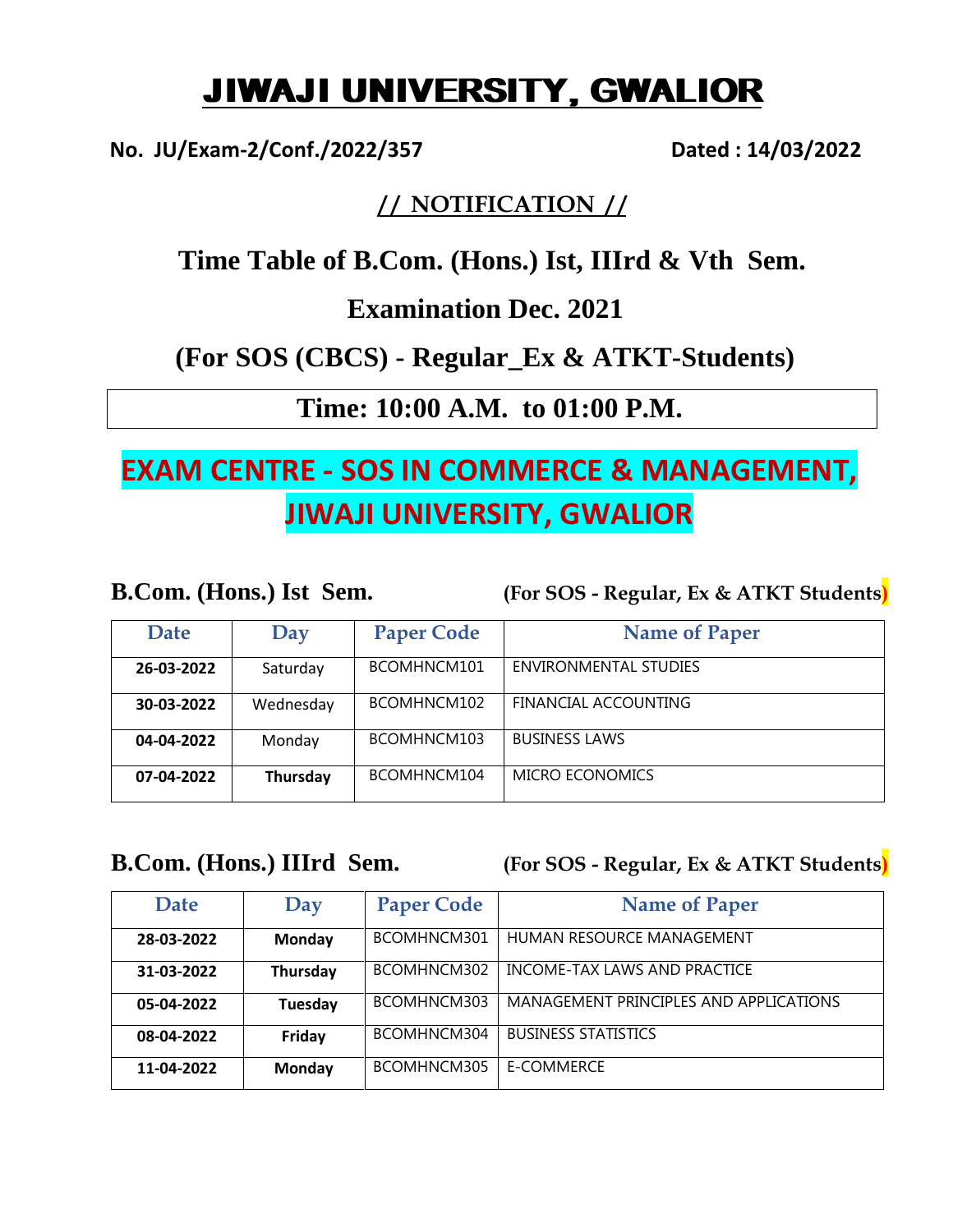# JIWAJI UNIVERSITY, GWALIOR

**No. JU/Exam-2/Conf./2022/357** **Dated : 14/03/2022**

**// NOTIFICATION //**

## Time Table of B.Com. (Hons.) Ist, IIIrd & Vth Sem.

## Examination Dec. 2021

## (For SOS (CBCS) - Regular_Ex & ATKT-Students)

**Time: 10:00 A.M. to 01:00 P.M.**

## EXAM CENTRE - SOS IN COMMERCE & MANAGEMENT, JIWAJI UNIVERSITY, GWALIOR

### B.Com. (Hons.) Ist Sem. (For SOS - Regular, Ex & ATKT Students)

| Date | Day | Paper Code | Name of Paper |
|---|---|---|---|
| **26-03-2022** | Saturday | BCOMHNCM101 | ENVIRONMENTAL STUDIES |
| **30-03-2022** | Wednesday | BCOMHNCM102 | FINANCIAL ACCOUNTING |
| **04-04-2022** | Monday | BCOMHNCM103 | BUSINESS LAWS |
| **07-04-2022** | **Thursday** | BCOMHNCM104 | MICRO ECONOMICS |

### B.Com. (Hons.) IIIrd Sem. (For SOS - Regular, Ex & ATKT Students)

| Date | Day | Paper Code | Name of Paper |
|---|---|---|---|
| **28-03-2022** | **Monday** | BCOMHNCM301 | HUMAN RESOURCE MANAGEMENT |
| **31-03-2022** | **Thursday** | BCOMHNCM302 | INCOME-TAX LAWS AND PRACTICE |
| **05-04-2022** | **Tuesday** | BCOMHNCM303 | MANAGEMENT PRINCIPLES AND APPLICATIONS |
| **08-04-2022** | **Friday** | BCOMHNCM304 | BUSINESS STATISTICS |
| **11-04-2022** | **Monday** | BCOMHNCM305 | E-COMMERCE |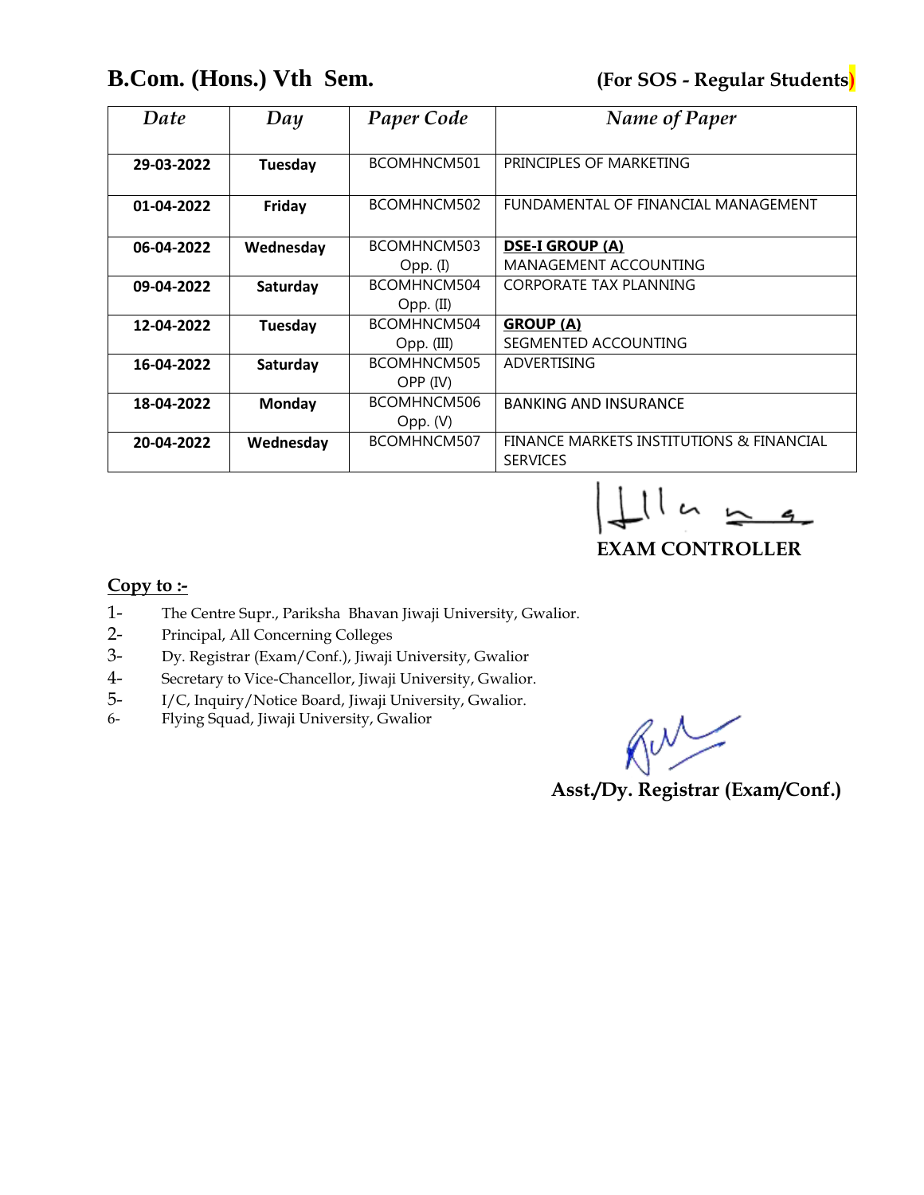**B.Com. (Hons.) Vth Sem.** **(For SOS - Regular Students)**

| *Date* | *Day* | *Paper Code* | *Name of Paper* |
|---|---|---|---|
| **29-03-2022** | **Tuesday** | BCOMHNCM501 | PRINCIPLES OF MARKETING |
| **01-04-2022** | **Friday** | BCOMHNCM502 | FUNDAMENTAL OF FINANCIAL MANAGEMENT |
| **06-04-2022** | **Wednesday** | BCOMHNCM503 Opp. (I) | **DSE-I GROUP (A)** MANAGEMENT ACCOUNTING |
| **09-04-2022** | **Saturday** | BCOMHNCM504 Opp. (II) | CORPORATE TAX PLANNING |
| **12-04-2022** | **Tuesday** | BCOMHNCM504 Opp. (III) | **GROUP (A)** SEGMENTED ACCOUNTING |
| **16-04-2022** | **Saturday** | BCOMHNCM505 OPP (IV) | ADVERTISING |
| **18-04-2022** | **Monday** | BCOMHNCM506 Opp. (V) | BANKING AND INSURANCE |
| **20-04-2022** | **Wednesday** | BCOMHNCM507 | FINANCE MARKETS INSTITUTIONS & FINANCIAL SERVICES |

**EXAM CONTROLLER**

**Copy to :-**

1- The Centre Supr., Pariksha Bhavan Jiwaji University, Gwalior.
2- Principal, All Concerning Colleges
3- Dy. Registrar (Exam/Conf.), Jiwaji University, Gwalior
4- Secretary to Vice-Chancellor, Jiwaji University, Gwalior.
5- I/C, Inquiry/Notice Board, Jiwaji University, Gwalior.
6- Flying Squad, Jiwaji University, Gwalior

**Asst./Dy. Registrar (Exam/Conf.)**